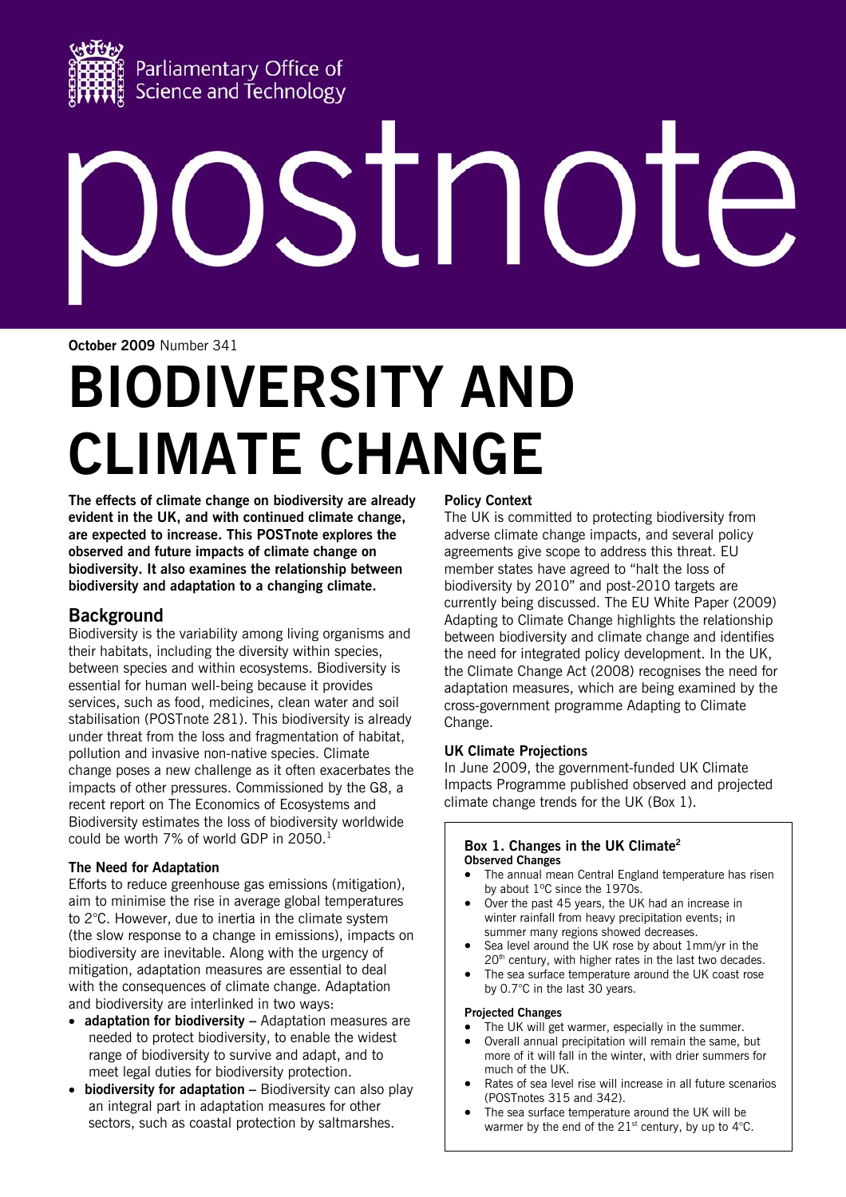Parliamentary Office of Science and Technology

# postnote

**October 2009** Number 341

# BIODIVERSITY AND CLIMATE CHANGE

**The effects of climate change on biodiversity are already evident in the UK, and with continued climate change, are expected to increase. This POSTnote explores the observed and future impacts of climate change on biodiversity. It also examines the relationship between biodiversity and adaptation to a changing climate.**

## Background

Biodiversity is the variability among living organisms and their habitats, including the diversity within species, between species and within ecosystems. Biodiversity is essential for human well-being because it provides services, such as food, medicines, clean water and soil stabilisation (POSTnote 281). This biodiversity is already under threat from the loss and fragmentation of habitat, pollution and invasive non-native species. Climate change poses a new challenge as it often exacerbates the impacts of other pressures. Commissioned by the G8, a recent report on The Economics of Ecosystems and Biodiversity estimates the loss of biodiversity worldwide could be worth 7% of world GDP in 2050.[1]

### The Need for Adaptation

Efforts to reduce greenhouse gas emissions (mitigation), aim to minimise the rise in average global temperatures to 2°C. However, due to inertia in the climate system (the slow response to a change in emissions), impacts on biodiversity are inevitable. Along with the urgency of mitigation, adaptation measures are essential to deal with the consequences of climate change. Adaptation and biodiversity are interlinked in two ways:

- **adaptation for biodiversity** – Adaptation measures are needed to protect biodiversity, to enable the widest range of biodiversity to survive and adapt, and to meet legal duties for biodiversity protection.
- **biodiversity for adaptation** – Biodiversity can also play an integral part in adaptation measures for other sectors, such as coastal protection by saltmarshes.

### Policy Context

The UK is committed to protecting biodiversity from adverse climate change impacts, and several policy agreements give scope to address this threat. EU member states have agreed to "halt the loss of biodiversity by 2010" and post-2010 targets are currently being discussed. The EU White Paper (2009) Adapting to Climate Change highlights the relationship between biodiversity and climate change and identifies the need for integrated policy development. In the UK, the Climate Change Act (2008) recognises the need for adaptation measures, which are being examined by the cross-government programme Adapting to Climate Change.

### UK Climate Projections

In June 2009, the government-funded UK Climate Impacts Programme published observed and projected climate change trends for the UK (Box 1).

#### Box 1. Changes in the UK Climate[2]

**Observed Changes**

- The annual mean Central England temperature has risen by about 1ºC since the 1970s.
- Over the past 45 years, the UK had an increase in winter rainfall from heavy precipitation events; in summer many regions showed decreases.
- Sea level around the UK rose by about 1mm/yr in the 20th century, with higher rates in the last two decades.
- The sea surface temperature around the UK coast rose by 0.7°C in the last 30 years.

**Projected Changes**

- The UK will get warmer, especially in the summer.
- Overall annual precipitation will remain the same, but more of it will fall in the winter, with drier summers for much of the UK.
- Rates of sea level rise will increase in all future scenarios (POSTnotes 315 and 342).
- The sea surface temperature around the UK will be warmer by the end of the 21st century, by up to 4°C.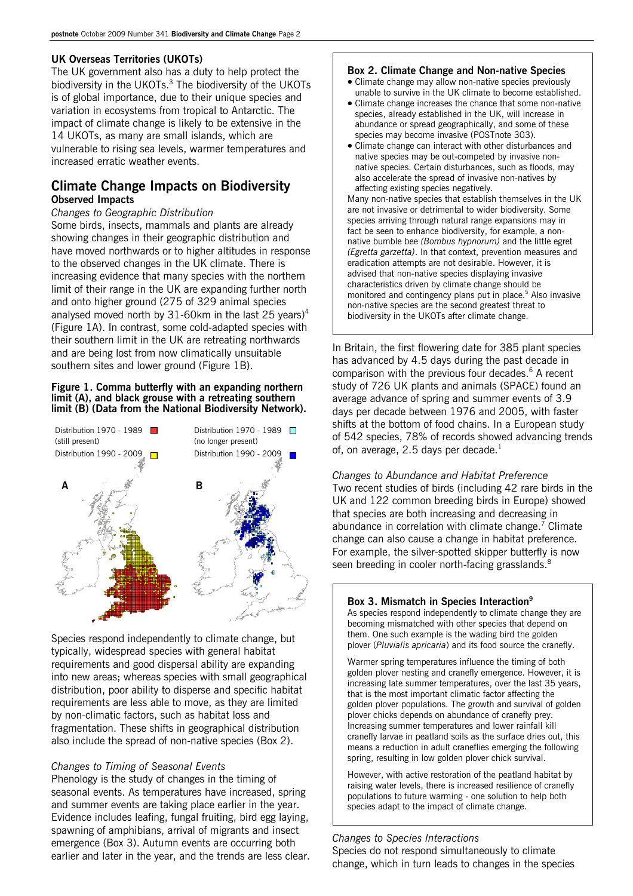### UK Overseas Territories (UKOTs)

The UK government also has a duty to help protect the biodiversity in the UKOTs.[3] The biodiversity of the UKOTs is of global importance, due to their unique species and variation in ecosystems from tropical to Antarctic. The impact of climate change is likely to be extensive in the 14 UKOTs, as many are small islands, which are vulnerable to rising sea levels, warmer temperatures and increased erratic weather events.

## Climate Change Impacts on Biodiversity

### Observed Impacts

*Changes to Geographic Distribution*

Some birds, insects, mammals and plants are already showing changes in their geographic distribution and have moved northwards or to higher altitudes in response to the observed changes in the UK climate. There is increasing evidence that many species with the northern limit of their range in the UK are expanding further north and onto higher ground (275 of 329 animal species analysed moved north by 31-60km in the last 25 years)[4] (Figure 1A). In contrast, some cold-adapted species with their southern limit in the UK are retreating northwards and are being lost from now climatically unsuitable southern sites and lower ground (Figure 1B).

**Figure 1. Comma butterfly with an expanding northern limit (A), and black grouse with a retreating southern limit (B) (Data from the National Biodiversity Network).**

A: Distribution 1970 - 1989 (still present); Distribution 1990 - 2009

B: Distribution 1970 - 1989 (no longer present); Distribution 1990 - 2009

Species respond independently to climate change, but typically, widespread species with general habitat requirements and good dispersal ability are expanding into new areas; whereas species with small geographical distribution, poor ability to disperse and specific habitat requirements are less able to move, as they are limited by non-climatic factors, such as habitat loss and fragmentation. These shifts in geographical distribution also include the spread of non-native species (Box 2).

*Changes to Timing of Seasonal Events*

Phenology is the study of changes in the timing of seasonal events. As temperatures have increased, spring and summer events are taking place earlier in the year. Evidence includes leafing, fungal fruiting, bird egg laying, spawning of amphibians, arrival of migrants and insect emergence (Box 3). Autumn events are occurring both earlier and later in the year, and the trends are less clear.

**Box 2. Climate Change and Non-native Species**

- Climate change may allow non-native species previously unable to survive in the UK climate to become established.
- Climate change increases the chance that some non-native species, already established in the UK, will increase in abundance or spread geographically, and some of these species may become invasive (POSTnote 303).
- Climate change can interact with other disturbances and native species may be out-competed by invasive non-native species. Certain disturbances, such as floods, may also accelerate the spread of invasive non-natives by affecting existing species negatively.

Many non-native species that establish themselves in the UK are not invasive or detrimental to wider biodiversity. Some species arriving through natural range expansions may in fact be seen to enhance biodiversity, for example, a non-native bumble bee *(Bombus hypnorum)* and the little egret *(Egretta garzetta)*. In that context, prevention measures and eradication attempts are not desirable. However, it is advised that non-native species displaying invasive characteristics driven by climate change should be monitored and contingency plans put in place.[5] Also invasive non-native species are the second greatest threat to biodiversity in the UKOTs after climate change.

In Britain, the first flowering date for 385 plant species has advanced by 4.5 days during the past decade in comparison with the previous four decades.[6] A recent study of 726 UK plants and animals (SPACE) found an average advance of spring and summer events of 3.9 days per decade between 1976 and 2005, with faster shifts at the bottom of food chains. In a European study of 542 species, 78% of records showed advancing trends of, on average, 2.5 days per decade.[1]

*Changes to Abundance and Habitat Preference*

Two recent studies of birds (including 42 rare birds in the UK and 122 common breeding birds in Europe) showed that species are both increasing and decreasing in abundance in correlation with climate change.[7] Climate change can also cause a change in habitat preference. For example, the silver-spotted skipper butterfly is now seen breeding in cooler north-facing grasslands.[8]

**Box 3. Mismatch in Species Interaction[9]**

As species respond independently to climate change they are becoming mismatched with other species that depend on them. One such example is the wading bird the golden plover (*Pluvialis apricaria*) and its food source the cranefly.

Warmer spring temperatures influence the timing of both golden plover nesting and cranefly emergence. However, it is increasing late summer temperatures, over the last 35 years, that is the most important climatic factor affecting the golden plover populations. The growth and survival of golden plover chicks depends on abundance of cranefly prey. Increasing summer temperatures and lower rainfall kill cranefly larvae in peatland soils as the surface dries out, this means a reduction in adult craneflies emerging the following spring, resulting in low golden plover chick survival.

However, with active restoration of the peatland habitat by raising water levels, there is increased resilience of cranefly populations to future warming - one solution to help both species adapt to the impact of climate change.

*Changes to Species Interactions*

Species do not respond simultaneously to climate change, which in turn leads to changes in the species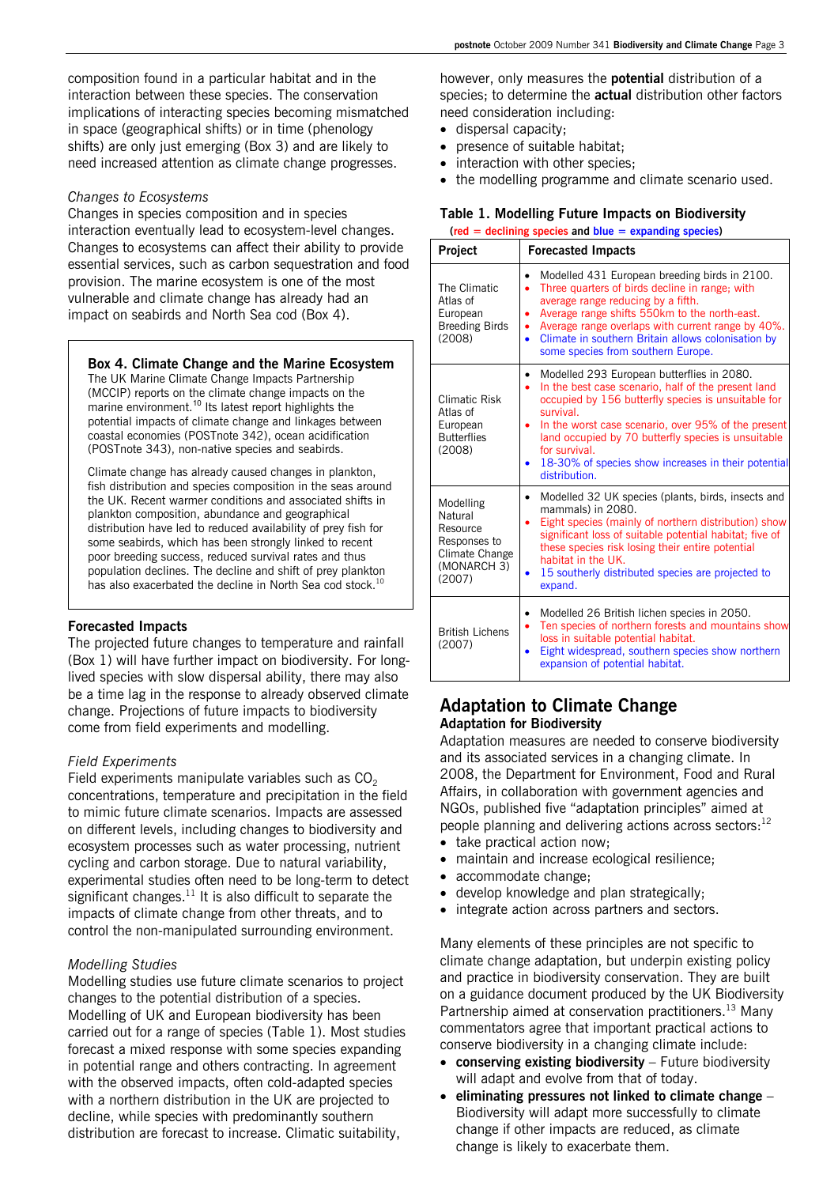composition found in a particular habitat and in the interaction between these species. The conservation implications of interacting species becoming mismatched in space (geographical shifts) or in time (phenology shifts) are only just emerging (Box 3) and are likely to need increased attention as climate change progresses.

*Changes to Ecosystems*

Changes in species composition and in species interaction eventually lead to ecosystem-level changes. Changes to ecosystems can affect their ability to provide essential services, such as carbon sequestration and food provision. The marine ecosystem is one of the most vulnerable and climate change has already had an impact on seabirds and North Sea cod (Box 4).

**Box 4. Climate Change and the Marine Ecosystem**

The UK Marine Climate Change Impacts Partnership (MCCIP) reports on the climate change impacts on the marine environment.[10] Its latest report highlights the potential impacts of climate change and linkages between coastal economies (POSTnote 342), ocean acidification (POSTnote 343), non-native species and seabirds.

Climate change has already caused changes in plankton, fish distribution and species composition in the seas around the UK. Recent warmer conditions and associated shifts in plankton composition, abundance and geographical distribution have led to reduced availability of prey fish for some seabirds, which has been strongly linked to recent poor breeding success, reduced survival rates and thus population declines. The decline and shift of prey plankton has also exacerbated the decline in North Sea cod stock.[10]

### Forecasted Impacts

The projected future changes to temperature and rainfall (Box 1) will have further impact on biodiversity. For long-lived species with slow dispersal ability, there may also be a time lag in the response to already observed climate change. Projections of future impacts to biodiversity come from field experiments and modelling.

*Field Experiments*

Field experiments manipulate variables such as $CO_2$ concentrations, temperature and precipitation in the field to mimic future climate scenarios. Impacts are assessed on different levels, including changes to biodiversity and ecosystem processes such as water processing, nutrient cycling and carbon storage. Due to natural variability, experimental studies often need to be long-term to detect significant changes.[11] It is also difficult to separate the impacts of climate change from other threats, and to control the non-manipulated surrounding environment.

*Modelling Studies*

Modelling studies use future climate scenarios to project changes to the potential distribution of a species. Modelling of UK and European biodiversity has been carried out for a range of species (Table 1). Most studies forecast a mixed response with some species expanding in potential range and others contracting. In agreement with the observed impacts, often cold-adapted species with a northern distribution in the UK are projected to decline, while species with predominantly southern distribution are forecast to increase. Climatic suitability, however, only measures the **potential** distribution of a species; to determine the **actual** distribution other factors need consideration including:

- dispersal capacity;
- presence of suitable habitat;
- interaction with other species;
- the modelling programme and climate scenario used.

**Table 1. Modelling Future Impacts on Biodiversity**
(red = declining species and blue = expanding species)

| Project | Forecasted Impacts |
|---|---|
| The Climatic Atlas of European Breeding Birds (2008) | • Modelled 431 European breeding birds in 2100.<br>• Three quarters of birds decline in range; with average range reducing by a fifth.<br>• Average range shifts 550km to the north-east.<br>• Average range overlaps with current range by 40%.<br>• Climate in southern Britain allows colonisation by some species from southern Europe. |
| Climatic Risk Atlas of European Butterflies (2008) | • Modelled 293 European butterflies in 2080.<br>• In the best case scenario, half of the present land occupied by 156 butterfly species is unsuitable for survival.<br>• In the worst case scenario, over 95% of the present land occupied by 70 butterfly species is unsuitable for survival.<br>• 18-30% of species show increases in their potential distribution. |
| Modelling Natural Resource Responses to Climate Change (MONARCH 3) (2007) | • Modelled 32 UK species (plants, birds, insects and mammals) in 2080.<br>• Eight species (mainly of northern distribution) show significant loss of suitable potential habitat; five of these species risk losing their entire potential habitat in the UK.<br>• 15 southerly distributed species are projected to expand. |
| British Lichens (2007) | • Modelled 26 British lichen species in 2050.<br>• Ten species of northern forests and mountains show loss in suitable potential habitat.<br>• Eight widespread, southern species show northern expansion of potential habitat. |

## Adaptation to Climate Change

### Adaptation for Biodiversity

Adaptation measures are needed to conserve biodiversity and its associated services in a changing climate. In 2008, the Department for Environment, Food and Rural Affairs, in collaboration with government agencies and NGOs, published five "adaptation principles" aimed at people planning and delivering actions across sectors:[12]

- take practical action now;
- maintain and increase ecological resilience;
- accommodate change;
- develop knowledge and plan strategically;
- integrate action across partners and sectors.

Many elements of these principles are not specific to climate change adaptation, but underpin existing policy and practice in biodiversity conservation. They are built on a guidance document produced by the UK Biodiversity Partnership aimed at conservation practitioners.[13] Many commentators agree that important practical actions to conserve biodiversity in a changing climate include:

- **conserving existing biodiversity** – Future biodiversity will adapt and evolve from that of today.
- **eliminating pressures not linked to climate change** – Biodiversity will adapt more successfully to climate change if other impacts are reduced, as climate change is likely to exacerbate them.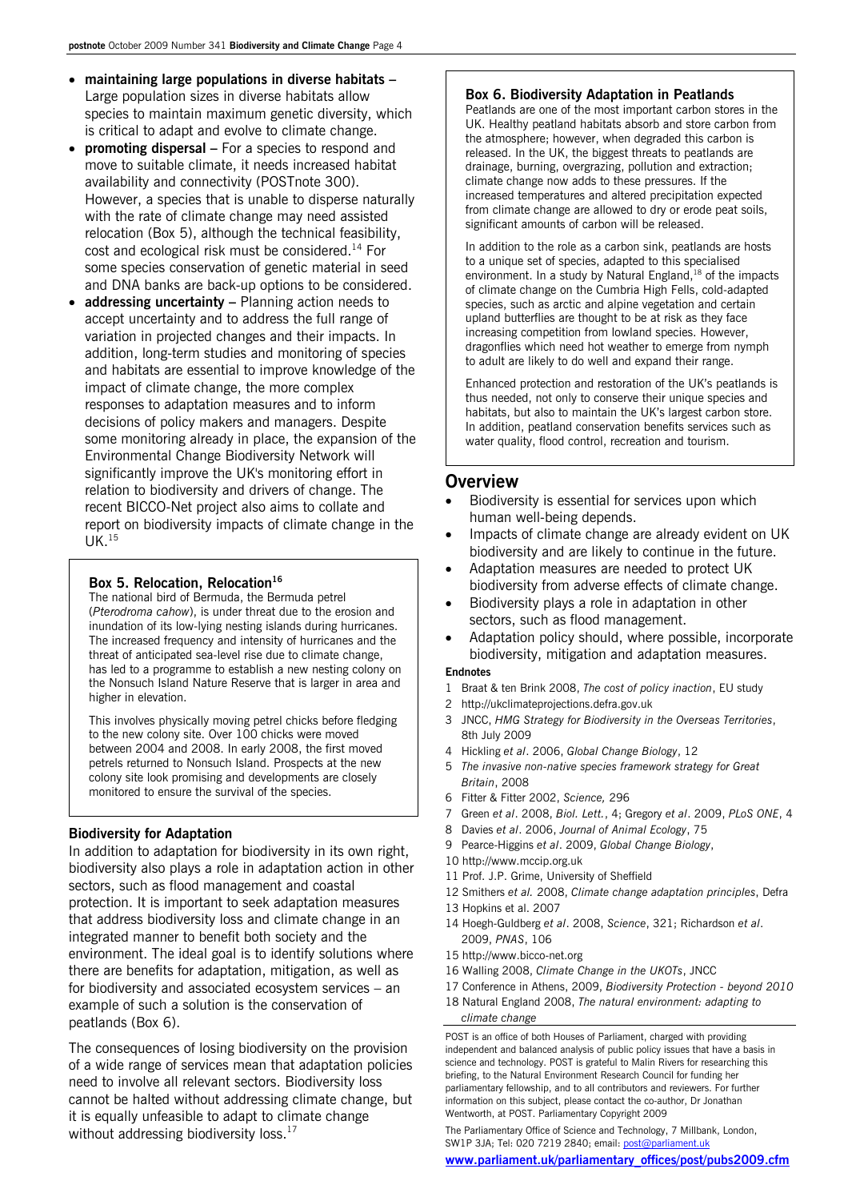- **maintaining large populations in diverse habitats** – Large population sizes in diverse habitats allow species to maintain maximum genetic diversity, which is critical to adapt and evolve to climate change.
- **promoting dispersal** – For a species to respond and move to suitable climate, it needs increased habitat availability and connectivity (POSTnote 300). However, a species that is unable to disperse naturally with the rate of climate change may need assisted relocation (Box 5), although the technical feasibility, cost and ecological risk must be considered.[14] For some species conservation of genetic material in seed and DNA banks are back-up options to be considered.
- **addressing uncertainty** – Planning action needs to accept uncertainty and to address the full range of variation in projected changes and their impacts. In addition, long-term studies and monitoring of species and habitats are essential to improve knowledge of the impact of climate change, the more complex responses to adaptation measures and to inform decisions of policy makers and managers. Despite some monitoring already in place, the expansion of the Environmental Change Biodiversity Network will significantly improve the UK's monitoring effort in relation to biodiversity and drivers of change. The recent BICCO-Net project also aims to collate and report on biodiversity impacts of climate change in the UK.[15]

#### Box 5. Relocation, Relocation[16]

The national bird of Bermuda, the Bermuda petrel (*Pterodroma cahow*), is under threat due to the erosion and inundation of its low-lying nesting islands during hurricanes. The increased frequency and intensity of hurricanes and the threat of anticipated sea-level rise due to climate change, has led to a programme to establish a new nesting colony on the Nonsuch Island Nature Reserve that is larger in area and higher in elevation.

This involves physically moving petrel chicks before fledging to the new colony site. Over 100 chicks were moved between 2004 and 2008. In early 2008, the first moved petrels returned to Nonsuch Island. Prospects at the new colony site look promising and developments are closely monitored to ensure the survival of the species.

### Biodiversity for Adaptation

In addition to adaptation for biodiversity in its own right, biodiversity also plays a role in adaptation action in other sectors, such as flood management and coastal protection. It is important to seek adaptation measures that address biodiversity loss and climate change in an integrated manner to benefit both society and the environment. The ideal goal is to identify solutions where there are benefits for adaptation, mitigation, as well as for biodiversity and associated ecosystem services – an example of such a solution is the conservation of peatlands (Box 6).

The consequences of losing biodiversity on the provision of a wide range of services mean that adaptation policies need to involve all relevant sectors. Biodiversity loss cannot be halted without addressing climate change, but it is equally unfeasible to adapt to climate change without addressing biodiversity loss.[17]

#### Box 6. Biodiversity Adaptation in Peatlands

Peatlands are one of the most important carbon stores in the UK. Healthy peatland habitats absorb and store carbon from the atmosphere; however, when degraded this carbon is released. In the UK, the biggest threats to peatlands are drainage, burning, overgrazing, pollution and extraction; climate change now adds to these pressures. If the increased temperatures and altered precipitation expected from climate change are allowed to dry or erode peat soils, significant amounts of carbon will be released.

In addition to the role as a carbon sink, peatlands are hosts to a unique set of species, adapted to this specialised environment. In a study by Natural England,[18] of the impacts of climate change on the Cumbria High Fells, cold-adapted species, such as arctic and alpine vegetation and certain upland butterflies are thought to be at risk as they face increasing competition from lowland species. However, dragonflies which need hot weather to emerge from nymph to adult are likely to do well and expand their range.

Enhanced protection and restoration of the UK's peatlands is thus needed, not only to conserve their unique species and habitats, but also to maintain the UK's largest carbon store. In addition, peatland conservation benefits services such as water quality, flood control, recreation and tourism.

## Overview

- Biodiversity is essential for services upon which human well-being depends.
- Impacts of climate change are already evident on UK biodiversity and are likely to continue in the future.
- Adaptation measures are needed to protect UK biodiversity from adverse effects of climate change.
- Biodiversity plays a role in adaptation in other sectors, such as flood management.
- Adaptation policy should, where possible, incorporate biodiversity, mitigation and adaptation measures.

#### Endnotes

1. Braat & ten Brink 2008, *The cost of policy inaction*, EU study
2. http://ukclimateprojections.defra.gov.uk
3. JNCC, *HMG Strategy for Biodiversity in the Overseas Territories*, 8th July 2009
4. Hickling *et al*. 2006, *Global Change Biology*, 12
5. *The invasive non-native species framework strategy for Great Britain*, 2008
6. Fitter & Fitter 2002, *Science,* 296
7. Green *et al*. 2008, *Biol. Lett.*, 4; Gregory *et al*. 2009, *PLoS ONE*, 4
8. Davies *et al*. 2006, *Journal of Animal Ecology*, 75
9. Pearce-Higgins *et al*. 2009, *Global Change Biology*,
10. http://www.mccip.org.uk
11. Prof. J.P. Grime, University of Sheffield
12. Smithers *et al.* 2008, *Climate change adaptation principles*, Defra
13. Hopkins et al. 2007
14. Hoegh-Guldberg *et al*. 2008, *Science*, 321; Richardson *et al*. 2009, *PNAS*, 106
15. http://www.bicco-net.org
16. Walling 2008, *Climate Change in the UKOTs*, JNCC
17. Conference in Athens, 2009, *Biodiversity Protection - beyond 2010*
18. Natural England 2008, *The natural environment: adapting to climate change*

POST is an office of both Houses of Parliament, charged with providing independent and balanced analysis of public policy issues that have a basis in science and technology. POST is grateful to Malin Rivers for researching this briefing, to the Natural Environment Research Council for funding her parliamentary fellowship, and to all contributors and reviewers. For further information on this subject, please contact the co-author, Dr Jonathan Wentworth, at POST. Parliamentary Copyright 2009

The Parliamentary Office of Science and Technology, 7 Millbank, London, SW1P 3JA; Tel: 020 7219 2840; email: post@parliament.uk

**www.parliament.uk/parliamentary_offices/post/pubs2009.cfm**